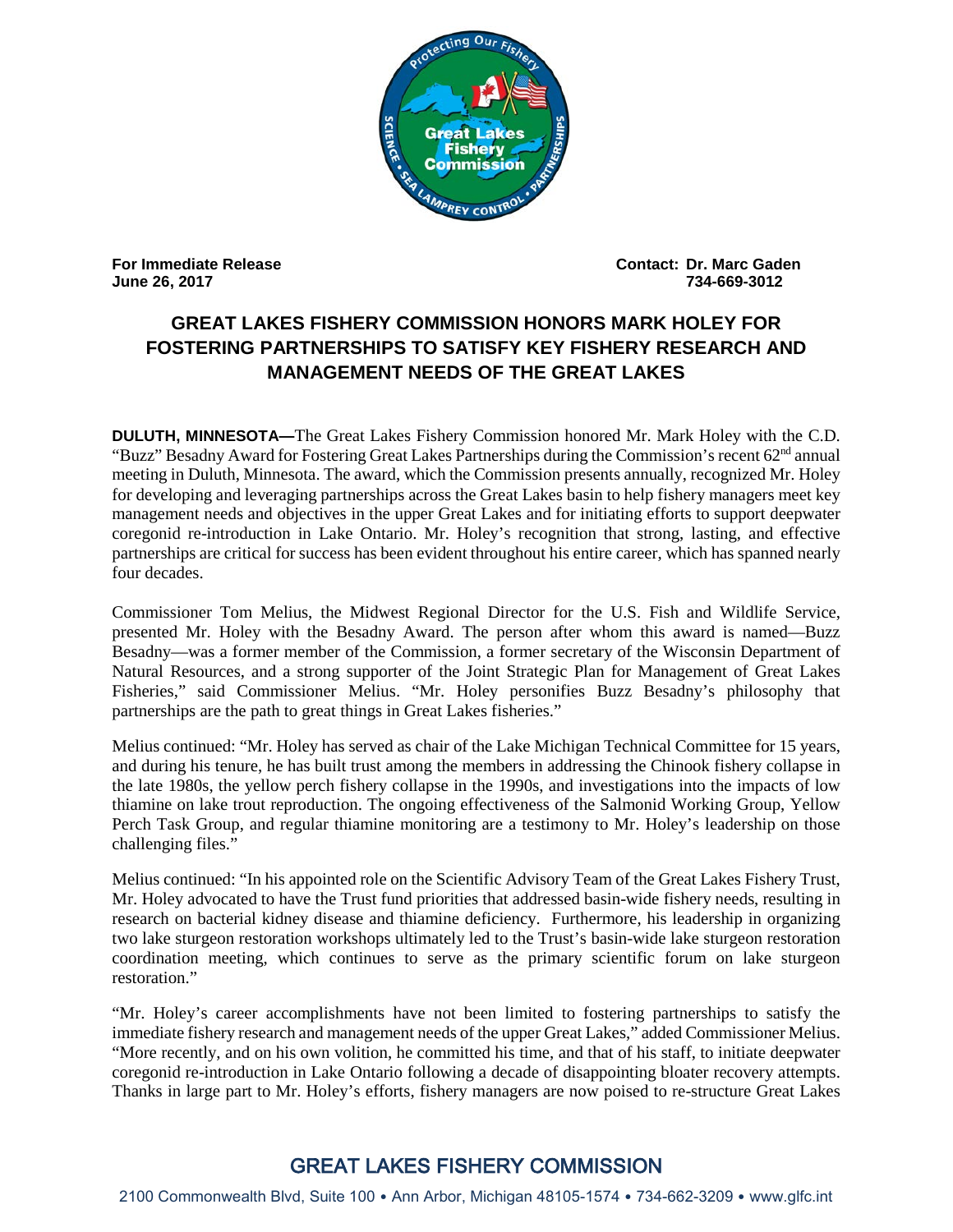**For Immediate Release**
**June 26, 2017**

**Contact: Dr. Marc Gaden**
**734-669-3012**

# GREAT LAKES FISHERY COMMISSION HONORS MARK HOLEY FOR FOSTERING PARTNERSHIPS TO SATISFY KEY FISHERY RESEARCH AND MANAGEMENT NEEDS OF THE GREAT LAKES

**DULUTH, MINNESOTA—**The Great Lakes Fishery Commission honored Mr. Mark Holey with the C.D. "Buzz" Besadny Award for Fostering Great Lakes Partnerships during the Commission's recent 62nd annual meeting in Duluth, Minnesota. The award, which the Commission presents annually, recognized Mr. Holey for developing and leveraging partnerships across the Great Lakes basin to help fishery managers meet key management needs and objectives in the upper Great Lakes and for initiating efforts to support deepwater coregonid re-introduction in Lake Ontario. Mr. Holey's recognition that strong, lasting, and effective partnerships are critical for success has been evident throughout his entire career, which has spanned nearly four decades.

Commissioner Tom Melius, the Midwest Regional Director for the U.S. Fish and Wildlife Service, presented Mr. Holey with the Besadny Award. The person after whom this award is named—Buzz Besadny—was a former member of the Commission, a former secretary of the Wisconsin Department of Natural Resources, and a strong supporter of the Joint Strategic Plan for Management of Great Lakes Fisheries," said Commissioner Melius. "Mr. Holey personifies Buzz Besadny's philosophy that partnerships are the path to great things in Great Lakes fisheries."

Melius continued: "Mr. Holey has served as chair of the Lake Michigan Technical Committee for 15 years, and during his tenure, he has built trust among the members in addressing the Chinook fishery collapse in the late 1980s, the yellow perch fishery collapse in the 1990s, and investigations into the impacts of low thiamine on lake trout reproduction. The ongoing effectiveness of the Salmonid Working Group, Yellow Perch Task Group, and regular thiamine monitoring are a testimony to Mr. Holey's leadership on those challenging files."

Melius continued: "In his appointed role on the Scientific Advisory Team of the Great Lakes Fishery Trust, Mr. Holey advocated to have the Trust fund priorities that addressed basin-wide fishery needs, resulting in research on bacterial kidney disease and thiamine deficiency. Furthermore, his leadership in organizing two lake sturgeon restoration workshops ultimately led to the Trust's basin-wide lake sturgeon restoration coordination meeting, which continues to serve as the primary scientific forum on lake sturgeon restoration."

"Mr. Holey's career accomplishments have not been limited to fostering partnerships to satisfy the immediate fishery research and management needs of the upper Great Lakes," added Commissioner Melius. "More recently, and on his own volition, he committed his time, and that of his staff, to initiate deepwater coregonid re-introduction in Lake Ontario following a decade of disappointing bloater recovery attempts. Thanks in large part to Mr. Holey's efforts, fishery managers are now poised to re-structure Great Lakes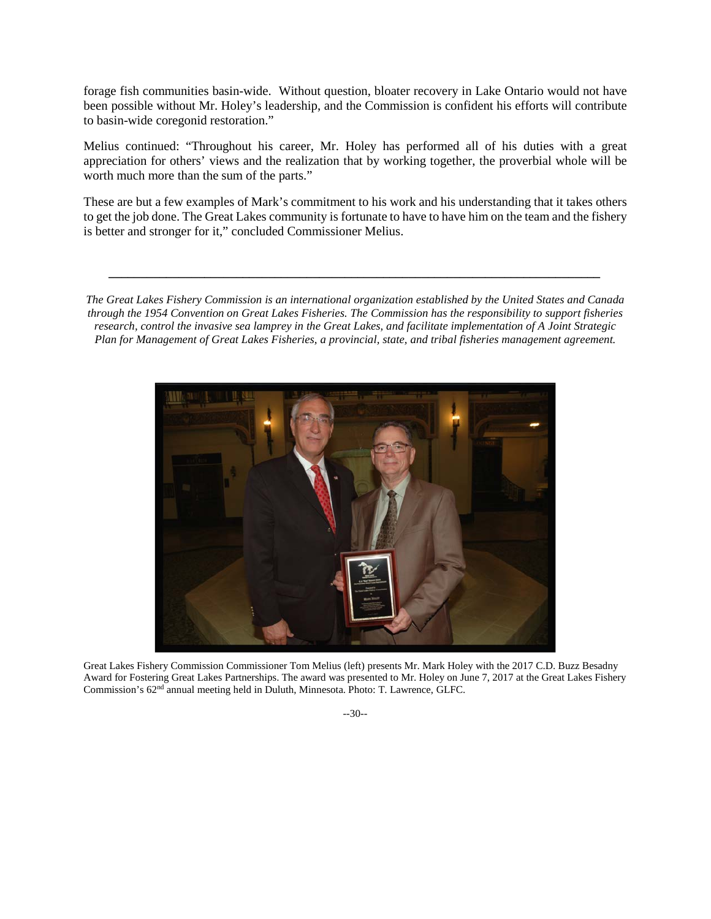forage fish communities basin-wide. Without question, bloater recovery in Lake Ontario would not have been possible without Mr. Holey's leadership, and the Commission is confident his efforts will contribute to basin-wide coregonid restoration."

Melius continued: "Throughout his career, Mr. Holey has performed all of his duties with a great appreciation for others' views and the realization that by working together, the proverbial whole will be worth much more than the sum of the parts."

These are but a few examples of Mark's commitment to his work and his understanding that it takes others to get the job done. The Great Lakes community is fortunate to have to have him on the team and the fishery is better and stronger for it," concluded Commissioner Melius.

---

*The Great Lakes Fishery Commission is an international organization established by the United States and Canada through the 1954 Convention on Great Lakes Fisheries. The Commission has the responsibility to support fisheries research, control the invasive sea lamprey in the Great Lakes, and facilitate implementation of A Joint Strategic Plan for Management of Great Lakes Fisheries, a provincial, state, and tribal fisheries management agreement.*

Great Lakes Fishery Commission Commissioner Tom Melius (left) presents Mr. Mark Holey with the 2017 C.D. Buzz Besadny Award for Fostering Great Lakes Partnerships. The award was presented to Mr. Holey on June 7, 2017 at the Great Lakes Fishery Commission's 62nd annual meeting held in Duluth, Minnesota. Photo: T. Lawrence, GLFC.

--30--